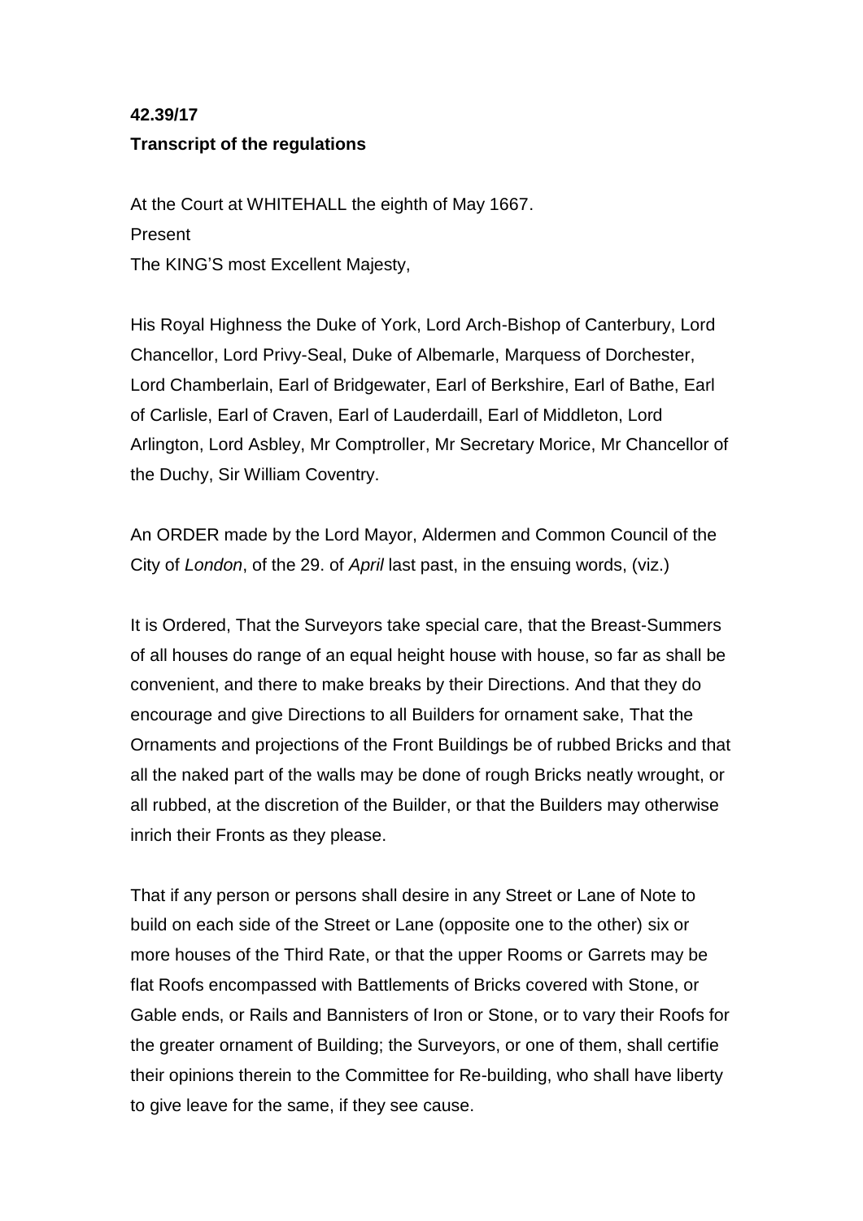**42.39/17**

**Transcript of the regulations**

At the Court at WHITEHALL the eighth of May 1667.

Present

The KING'S most Excellent Majesty,

His Royal Highness the Duke of York, Lord Arch-Bishop of Canterbury, Lord Chancellor, Lord Privy-Seal, Duke of Albemarle, Marquess of Dorchester, Lord Chamberlain, Earl of Bridgewater, Earl of Berkshire, Earl of Bathe, Earl of Carlisle, Earl of Craven, Earl of Lauderdaill, Earl of Middleton, Lord Arlington, Lord Asbley, Mr Comptroller, Mr Secretary Morice, Mr Chancellor of the Duchy, Sir William Coventry.

An ORDER made by the Lord Mayor, Aldermen and Common Council of the City of *London*, of the 29. of *April* last past, in the ensuing words, (viz.)

It is Ordered, That the Surveyors take special care, that the Breast-Summers of all houses do range of an equal height house with house, so far as shall be convenient, and there to make breaks by their Directions. And that they do encourage and give Directions to all Builders for ornament sake, That the Ornaments and projections of the Front Buildings be of rubbed Bricks and that all the naked part of the walls may be done of rough Bricks neatly wrought, or all rubbed, at the discretion of the Builder, or that the Builders may otherwise inrich their Fronts as they please.

That if any person or persons shall desire in any Street or Lane of Note to build on each side of the Street or Lane (opposite one to the other) six or more houses of the Third Rate, or that the upper Rooms or Garrets may be flat Roofs encompassed with Battlements of Bricks covered with Stone, or Gable ends, or Rails and Bannisters of Iron or Stone, or to vary their Roofs for the greater ornament of Building; the Surveyors, or one of them, shall certifie their opinions therein to the Committee for Re-building, who shall have liberty to give leave for the same, if they see cause.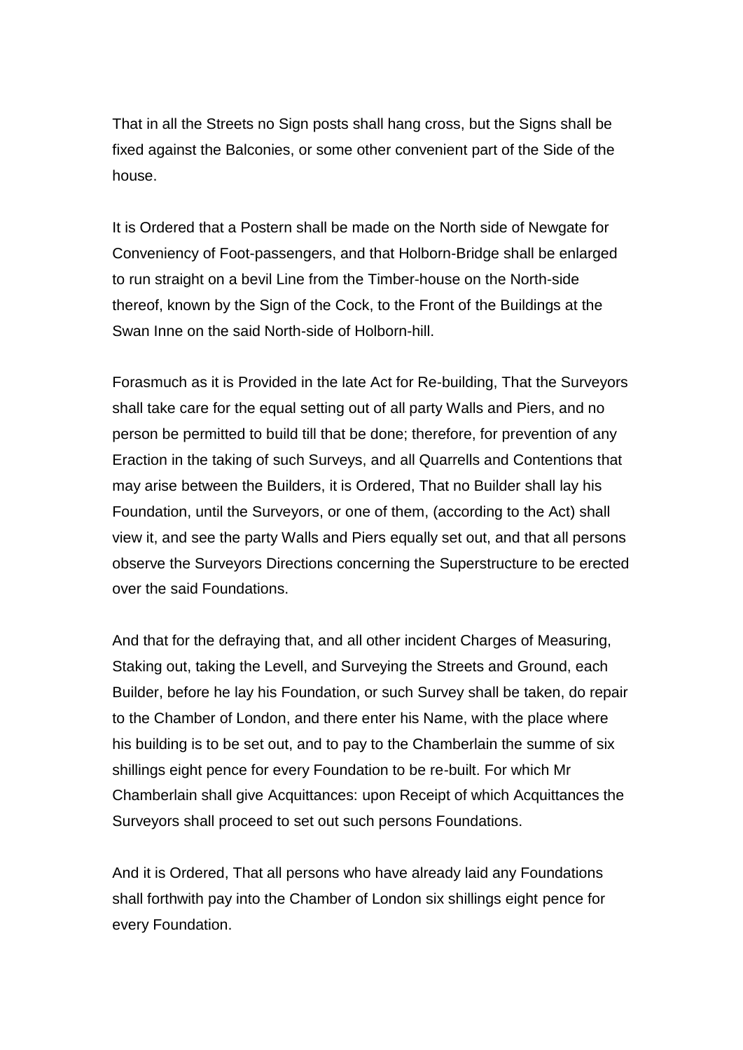That in all the Streets no Sign posts shall hang cross, but the Signs shall be fixed against the Balconies, or some other convenient part of the Side of the house.

It is Ordered that a Postern shall be made on the North side of Newgate for Conveniency of Foot-passengers, and that Holborn-Bridge shall be enlarged to run straight on a bevil Line from the Timber-house on the North-side thereof, known by the Sign of the Cock, to the Front of the Buildings at the Swan Inne on the said North-side of Holborn-hill.

Forasmuch as it is Provided in the late Act for Re-building, That the Surveyors shall take care for the equal setting out of all party Walls and Piers, and no person be permitted to build till that be done; therefore, for prevention of any Eraction in the taking of such Surveys, and all Quarrells and Contentions that may arise between the Builders, it is Ordered, That no Builder shall lay his Foundation, until the Surveyors, or one of them, (according to the Act) shall view it, and see the party Walls and Piers equally set out, and that all persons observe the Surveyors Directions concerning the Superstructure to be erected over the said Foundations.

And that for the defraying that, and all other incident Charges of Measuring, Staking out, taking the Levell, and Surveying the Streets and Ground, each Builder, before he lay his Foundation, or such Survey shall be taken, do repair to the Chamber of London, and there enter his Name, with the place where his building is to be set out, and to pay to the Chamberlain the summe of six shillings eight pence for every Foundation to be re-built. For which Mr Chamberlain shall give Acquittances: upon Receipt of which Acquittances the Surveyors shall proceed to set out such persons Foundations.

And it is Ordered, That all persons who have already laid any Foundations shall forthwith pay into the Chamber of London six shillings eight pence for every Foundation.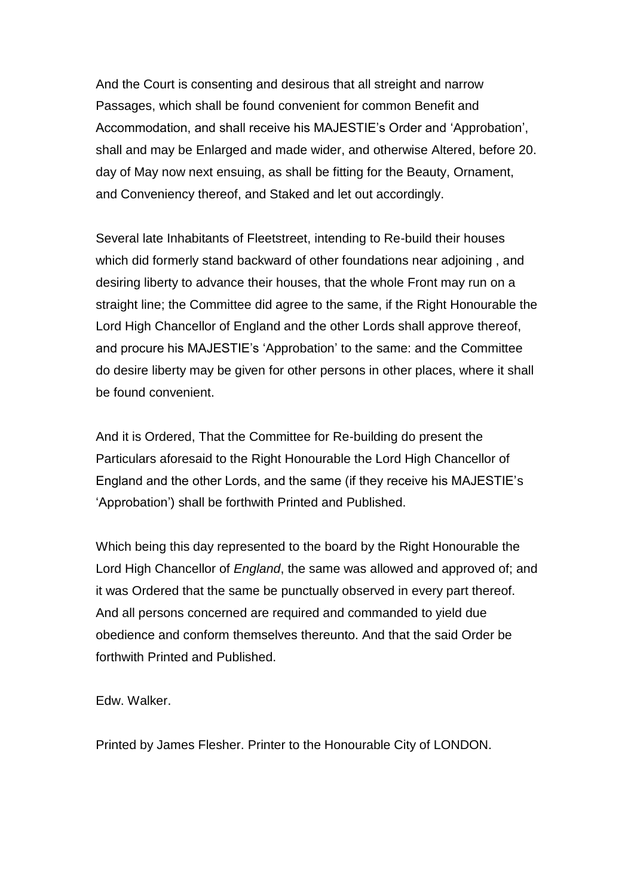And the Court is consenting and desirous that all streight and narrow Passages, which shall be found convenient for common Benefit and Accommodation, and shall receive his MAJESTIE's Order and 'Approbation', shall and may be Enlarged and made wider, and otherwise Altered, before 20. day of May now next ensuing, as shall be fitting for the Beauty, Ornament, and Conveniency thereof, and Staked and let out accordingly.

Several late Inhabitants of Fleetstreet, intending to Re-build their houses which did formerly stand backward of other foundations near adjoining , and desiring liberty to advance their houses, that the whole Front may run on a straight line; the Committee did agree to the same, if the Right Honourable the Lord High Chancellor of England and the other Lords shall approve thereof, and procure his MAJESTIE's 'Approbation' to the same: and the Committee do desire liberty may be given for other persons in other places, where it shall be found convenient.

And it is Ordered, That the Committee for Re-building do present the Particulars aforesaid to the Right Honourable the Lord High Chancellor of England and the other Lords, and the same (if they receive his MAJESTIE's 'Approbation') shall be forthwith Printed and Published.

Which being this day represented to the board by the Right Honourable the Lord High Chancellor of *England*, the same was allowed and approved of; and it was Ordered that the same be punctually observed in every part thereof. And all persons concerned are required and commanded to yield due obedience and conform themselves thereunto. And that the said Order be forthwith Printed and Published.

Edw. Walker.

Printed by James Flesher. Printer to the Honourable City of LONDON.